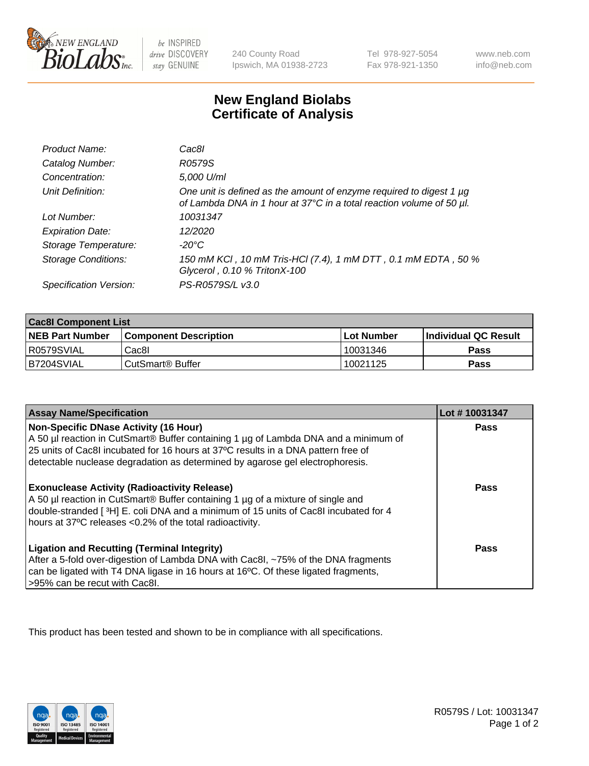# New England Biolabs
# Certificate of Analysis

| | |
|---|---|
| *Product Name:* | *Cac8I* |
| *Catalog Number:* | *R0579S* |
| *Concentration:* | *5,000 U/ml* |
| *Unit Definition:* | *One unit is defined as the amount of enzyme required to digest 1 µg of Lambda DNA in 1 hour at 37°C in a total reaction volume of 50 µl.* |
| *Lot Number:* | *10031347* |
| *Expiration Date:* | *12/2020* |
| *Storage Temperature:* | *-20°C* |
| *Storage Conditions:* | *150 mM KCl , 10 mM Tris-HCl (7.4), 1 mM DTT , 0.1 mM EDTA , 50 % Glycerol , 0.10 % TritonX-100* |
| *Specification Version:* | *PS-R0579S/L v3.0* |

| **Cac8I Component List** | | | |
|---|---|---|---|
| **NEB Part Number** | **Component Description** | **Lot Number** | **Individual QC Result** |
| R0579SVIAL | Cac8I | 10031346 | **Pass** |
| B7204SVIAL | CutSmart® Buffer | 10021125 | **Pass** |

| **Assay Name/Specification** | **Lot # 10031347** |
|---|---|
| **Non-Specific DNase Activity (16 Hour)**<br>A 50 µl reaction in CutSmart® Buffer containing 1 µg of Lambda DNA and a minimum of 25 units of Cac8I incubated for 16 hours at 37ºC results in a DNA pattern free of detectable nuclease degradation as determined by agarose gel electrophoresis. | **Pass** |
| **Exonuclease Activity (Radioactivity Release)**<br>A 50 µl reaction in CutSmart® Buffer containing 1 µg of a mixture of single and double-stranded [ $^{3}$H] E. coli DNA and a minimum of 15 units of Cac8I incubated for 4 hours at 37ºC releases <0.2% of the total radioactivity. | **Pass** |
| **Ligation and Recutting (Terminal Integrity)**<br>After a 5-fold over-digestion of Lambda DNA with Cac8I, ~75% of the DNA fragments can be ligated with T4 DNA ligase in 16 hours at 16ºC. Of these ligated fragments, >95% can be recut with Cac8I. | **Pass** |

This product has been tested and shown to be in compliance with all specifications.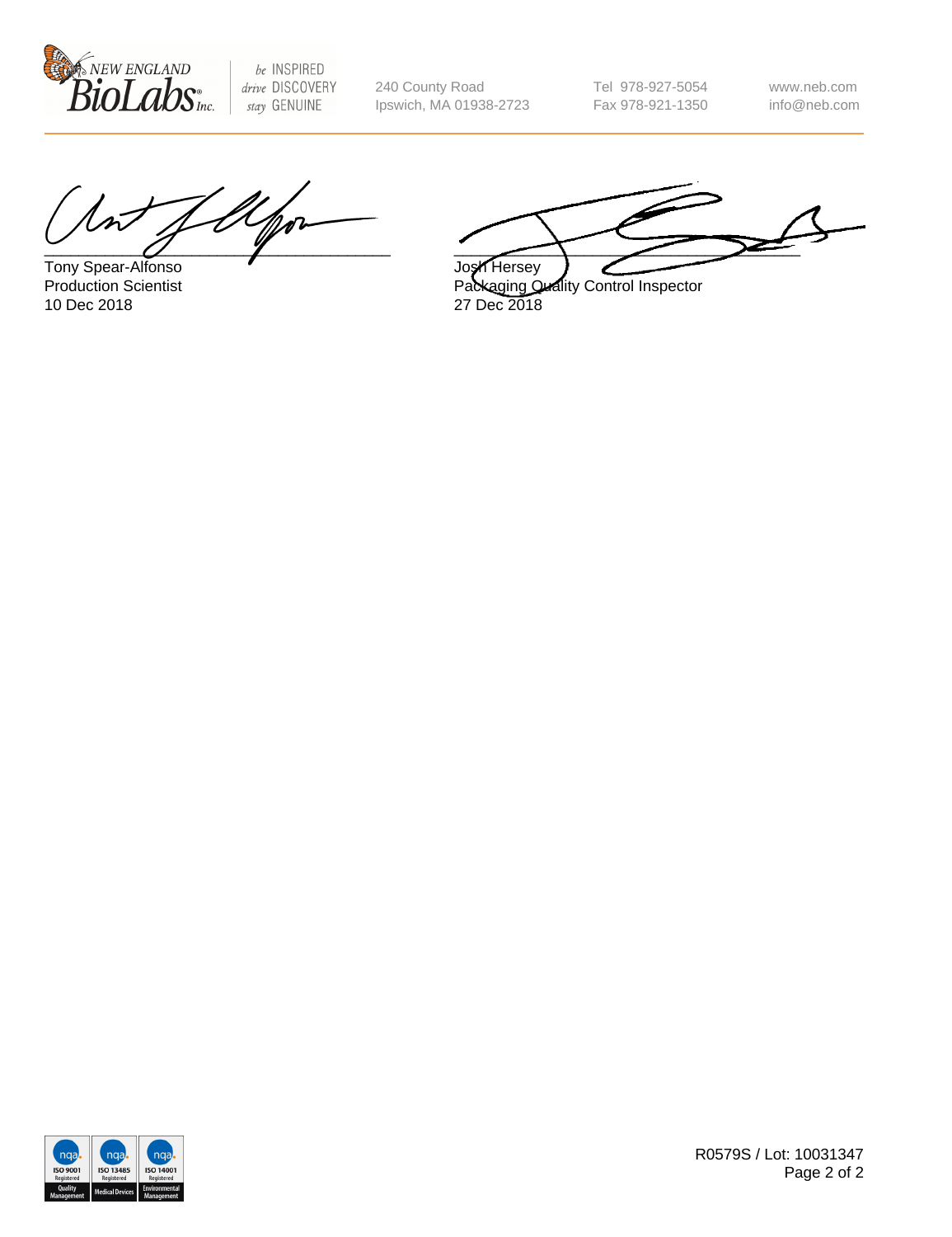Tony Spear-Alfonso
Production Scientist
10 Dec 2018

Josh Hersey
Packaging Quality Control Inspector
27 Dec 2018

R0579S / Lot: 10031347